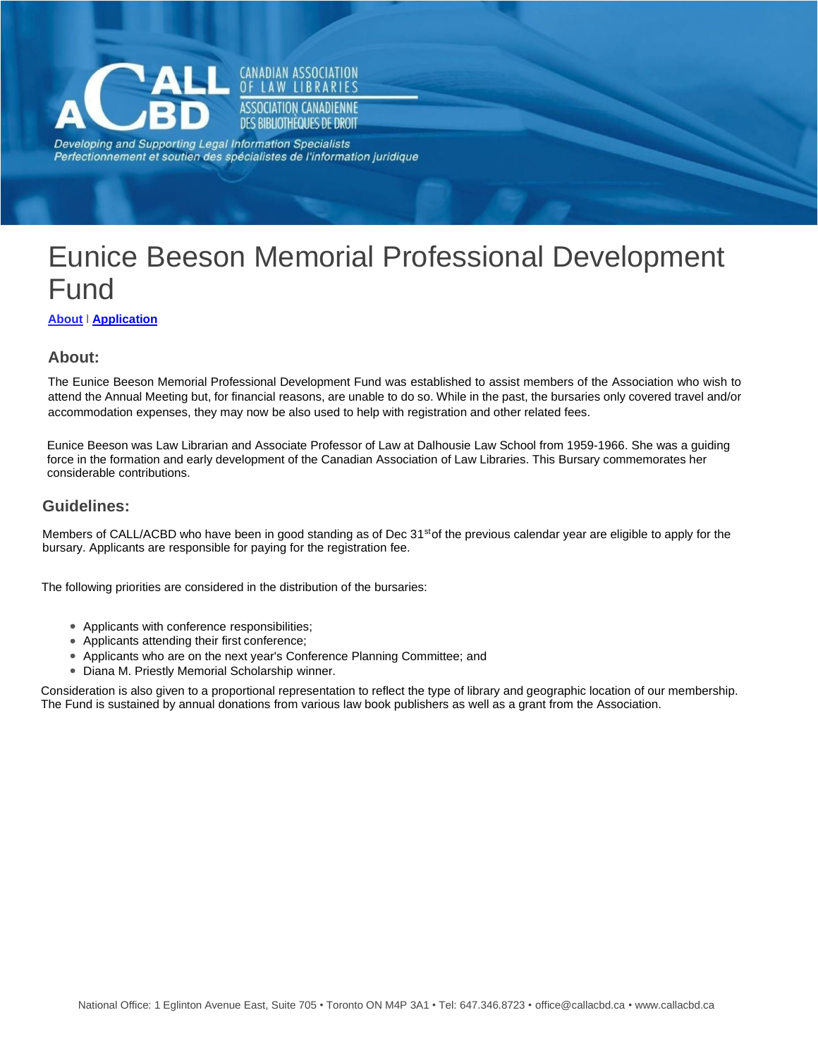CANADIAN ASSOCIATION OF LAW LIBRARIES
ASSOCIATION CANADIENNE DES BIBLIOTHÈQUES DE DROIT

*Developing and Supporting Legal Information Specialists*
*Perfectionnement et soutien des spécialistes de l'information juridique*

# Eunice Beeson Memorial Professional Development Fund

**About** | **Application**

## About:

The Eunice Beeson Memorial Professional Development Fund was established to assist members of the Association who wish to attend the Annual Meeting but, for financial reasons, are unable to do so. While in the past, the bursaries only covered travel and/or accommodation expenses, they may now be also used to help with registration and other related fees.

Eunice Beeson was Law Librarian and Associate Professor of Law at Dalhousie Law School from 1959-1966. She was a guiding force in the formation and early development of the Canadian Association of Law Libraries. This Bursary commemorates her considerable contributions.

## Guidelines:

Members of CALL/ACBD who have been in good standing as of Dec 31st of the previous calendar year are eligible to apply for the bursary. Applicants are responsible for paying for the registration fee.

The following priorities are considered in the distribution of the bursaries:

- Applicants with conference responsibilities;
- Applicants attending their first conference;
- Applicants who are on the next year's Conference Planning Committee; and
- Diana M. Priestly Memorial Scholarship winner.

Consideration is also given to a proportional representation to reflect the type of library and geographic location of our membership. The Fund is sustained by annual donations from various law book publishers as well as a grant from the Association.

National Office: 1 Eglinton Avenue East, Suite 705 • Toronto ON M4P 3A1 • Tel: 647.346.8723 • office@callacbd.ca • www.callacbd.ca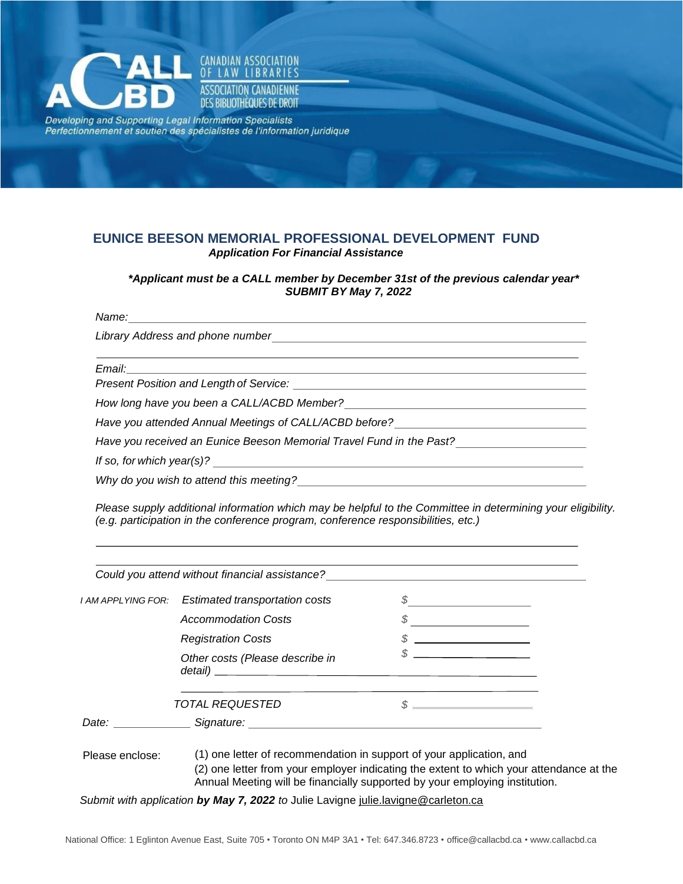CANADIAN ASSOCIATION OF LAW LIBRARIES
ASSOCIATION CANADIENNE DES BIBLIOTHÈQUES DE DROIT

*Developing and Supporting Legal Information Specialists*
*Perfectionnement et soutien des spécialistes de l'information juridique*

## EUNICE BEESON MEMORIAL PROFESSIONAL DEVELOPMENT FUND

***Application For Financial Assistance***

***\*Applicant must be a CALL member by December 31st of the previous calendar year\****
***SUBMIT BY May 7, 2022***

*Name:* ______________________________

*Library Address and phone number* ______________________________

______________________________

*Email:* ______________________________

*Present Position and Length of Service:* ______________________________

*How long have you been a CALL/ACBD Member?* ______________________________

*Have you attended Annual Meetings of CALL/ACBD before?* ______________________________

*Have you received an Eunice Beeson Memorial Travel Fund in the Past?* ______________________________

*If so, for which year(s)?* ______________________________

*Why do you wish to attend this meeting?* ______________________________

*Please supply additional information which may be helpful to the Committee in determining your eligibility. (e.g. participation in the conference program, conference responsibilities, etc.)*

______________________________

______________________________

*Could you attend without financial assistance?* ______________________________

| | | |
|---|---|---|
| *I AM APPLYING FOR:* | *Estimated transportation costs* | *$* ________ |
| | *Accommodation Costs* | *$* ________ |
| | *Registration Costs* | *$* ________ |
| | *Other costs (Please describe in detail)* ________ | *$* ________ |
| | *TOTAL REQUESTED* | *$* ________ |

*Date:* ________ *Signature:* ______________________________

Please enclose: (1) one letter of recommendation in support of your application, and
(2) one letter from your employer indicating the extent to which your attendance at the Annual Meeting will be financially supported by your employing institution.

*Submit with application* ***by May 7, 2022*** *to* Julie Lavigne julie.lavigne@carleton.ca

National Office: 1 Eglinton Avenue East, Suite 705 • Toronto ON M4P 3A1 • Tel: 647.346.8723 • office@callacbd.ca • www.callacbd.ca